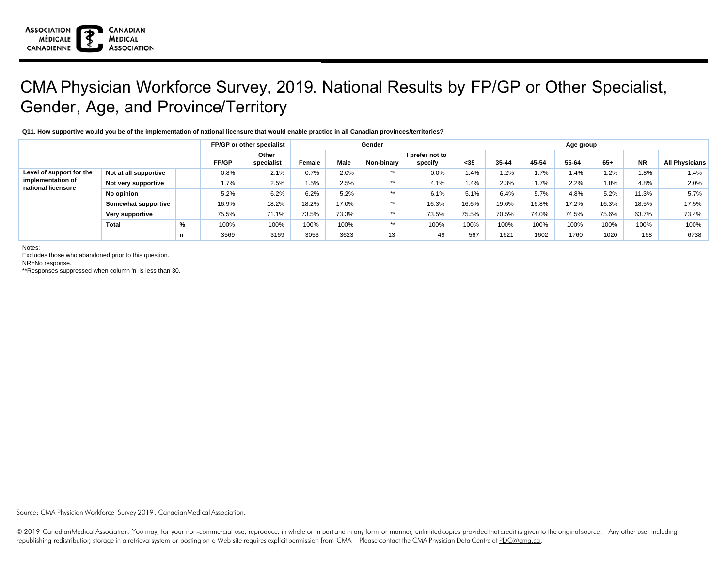# CMA Physician Workforce Survey, 2019. National Results by FP/GP or Other Specialist, Gender, Age, and Province/Territory

**Q11. How supportive would you be of the implementation of national licensure that would enable practice in all Canadian provinces/territories?**

| | | | FP/GP or other specialist | | Gender | | | | Age group | | | | | | |
|---|---|---|---|---|---|---|---|---|---|---|---|---|---|---|---|
| | | | FP/GP | Other specialist | Female | Male | Non-binary | I prefer not to specify | <35 | 35-44 | 45-54 | 55-64 | 65+ | NR | All Physicians |
| Level of support for the implementation of national licensure | Not at all supportive | | 0.8% | 2.1% | 0.7% | 2.0% | ** | 0.0% | 1.4% | 1.2% | 1.7% | 1.4% | 1.2% | 1.8% | 1.4% |
| | Not very supportive | | 1.7% | 2.5% | 1.5% | 2.5% | ** | 4.1% | 1.4% | 2.3% | 1.7% | 2.2% | 1.8% | 4.8% | 2.0% |
| | No opinion | | 5.2% | 6.2% | 6.2% | 5.2% | ** | 6.1% | 5.1% | 6.4% | 5.7% | 4.8% | 5.2% | 11.3% | 5.7% |
| | Somewhat supportive | | 16.9% | 18.2% | 18.2% | 17.0% | ** | 16.3% | 16.6% | 19.6% | 16.8% | 17.2% | 16.3% | 18.5% | 17.5% |
| | Very supportive | | 75.5% | 71.1% | 73.5% | 73.3% | ** | 73.5% | 75.5% | 70.5% | 74.0% | 74.5% | 75.6% | 63.7% | 73.4% |
| | Total | % | 100% | 100% | 100% | 100% | ** | 100% | 100% | 100% | 100% | 100% | 100% | 100% | 100% |
| | | n | 3569 | 3169 | 3053 | 3623 | 13 | 49 | 567 | 1621 | 1602 | 1760 | 1020 | 168 | 6738 |

Notes:

Excludes those who abandoned prior to this question.

NR=No response.

**Responses suppressed when column 'n' is less than 30.

Source: CMA Physician Workforce Survey 2019, Canadian Medical Association.

© 2019 Canadian Medical Association. You may, for your non-commercial use, reproduce, in whole or in part and in any form or manner, unlimited copies provided that credit is given to the original source. Any other use, including republishing redistribution, storage in a retrieval system or posting on a Web site requires explicit permission from CMA. Please contact the CMA Physician Data Centre at PDC@cma.ca.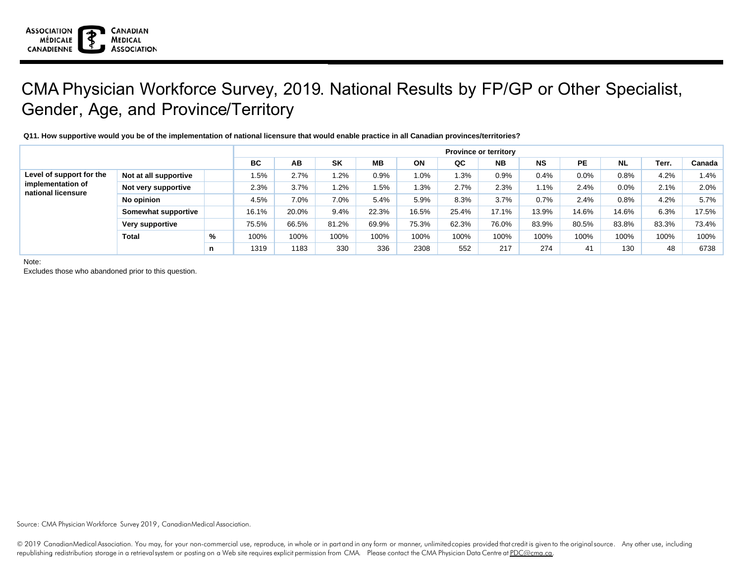# CMA Physician Workforce Survey, 2019. National Results by FP/GP or Other Specialist, Gender, Age, and Province/Territory

**Q11. How supportive would you be of the implementation of national licensure that would enable practice in all Canadian provinces/territories?**

| | | | Province or territory | | | | | | | | | | | |
|---|---|---|---|---|---|---|---|---|---|---|---|---|---|---|
| | | | **BC** | **AB** | **SK** | **MB** | **ON** | **QC** | **NB** | **NS** | **PE** | **NL** | **Terr.** | **Canada** |
| **Level of support for the implementation of national licensure** | **Not at all supportive** | | 1.5% | 2.7% | 1.2% | 0.9% | 1.0% | 1.3% | 0.9% | 0.4% | 0.0% | 0.8% | 4.2% | 1.4% |
| | **Not very supportive** | | 2.3% | 3.7% | 1.2% | 1.5% | 1.3% | 2.7% | 2.3% | 1.1% | 2.4% | 0.0% | 2.1% | 2.0% |
| | **No opinion** | | 4.5% | 7.0% | 7.0% | 5.4% | 5.9% | 8.3% | 3.7% | 0.7% | 2.4% | 0.8% | 4.2% | 5.7% |
| | **Somewhat supportive** | | 16.1% | 20.0% | 9.4% | 22.3% | 16.5% | 25.4% | 17.1% | 13.9% | 14.6% | 14.6% | 6.3% | 17.5% |
| | **Very supportive** | | 75.5% | 66.5% | 81.2% | 69.9% | 75.3% | 62.3% | 76.0% | 83.9% | 80.5% | 83.8% | 83.3% | 73.4% |
| | **Total** | **%** | 100% | 100% | 100% | 100% | 100% | 100% | 100% | 100% | 100% | 100% | 100% | 100% |
| | | **n** | 1319 | 1183 | 330 | 336 | 2308 | 552 | 217 | 274 | 41 | 130 | 48 | 6738 |

Note:
Excludes those who abandoned prior to this question.

Source: CMA Physician Workforce Survey 2019, Canadian Medical Association.

© 2019 Canadian Medical Association. You may, for your non-commercial use, reproduce, in whole or in part and in any form or manner, unlimited copies provided that credit is given to the original source. Any other use, including republishing, redistribution, storage in a retrieval system or posting on a Web site requires explicit permission from CMA. Please contact the CMA Physician Data Centre at PDC@cma.ca.